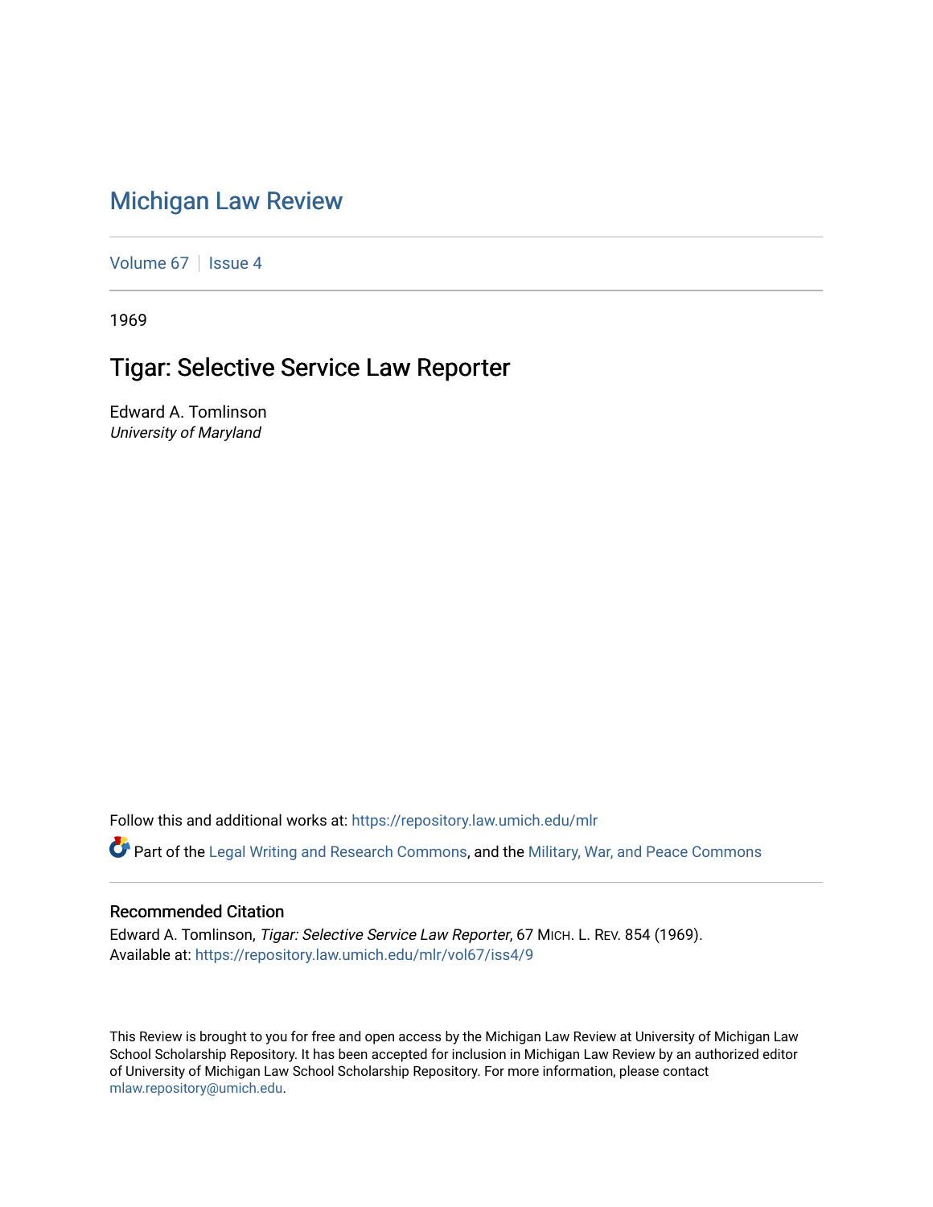# Michigan Law Review

Volume 67 | Issue 4

1969

## Tigar: Selective Service Law Reporter

Edward A. Tomlinson
*University of Maryland*

Follow this and additional works at: https://repository.law.umich.edu/mlr

Part of the Legal Writing and Research Commons, and the Military, War, and Peace Commons

### Recommended Citation

Edward A. Tomlinson, *Tigar: Selective Service Law Reporter*, 67 MICH. L. REV. 854 (1969).
Available at: https://repository.law.umich.edu/mlr/vol67/iss4/9

This Review is brought to you for free and open access by the Michigan Law Review at University of Michigan Law School Scholarship Repository. It has been accepted for inclusion in Michigan Law Review by an authorized editor of University of Michigan Law School Scholarship Repository. For more information, please contact mlaw.repository@umich.edu.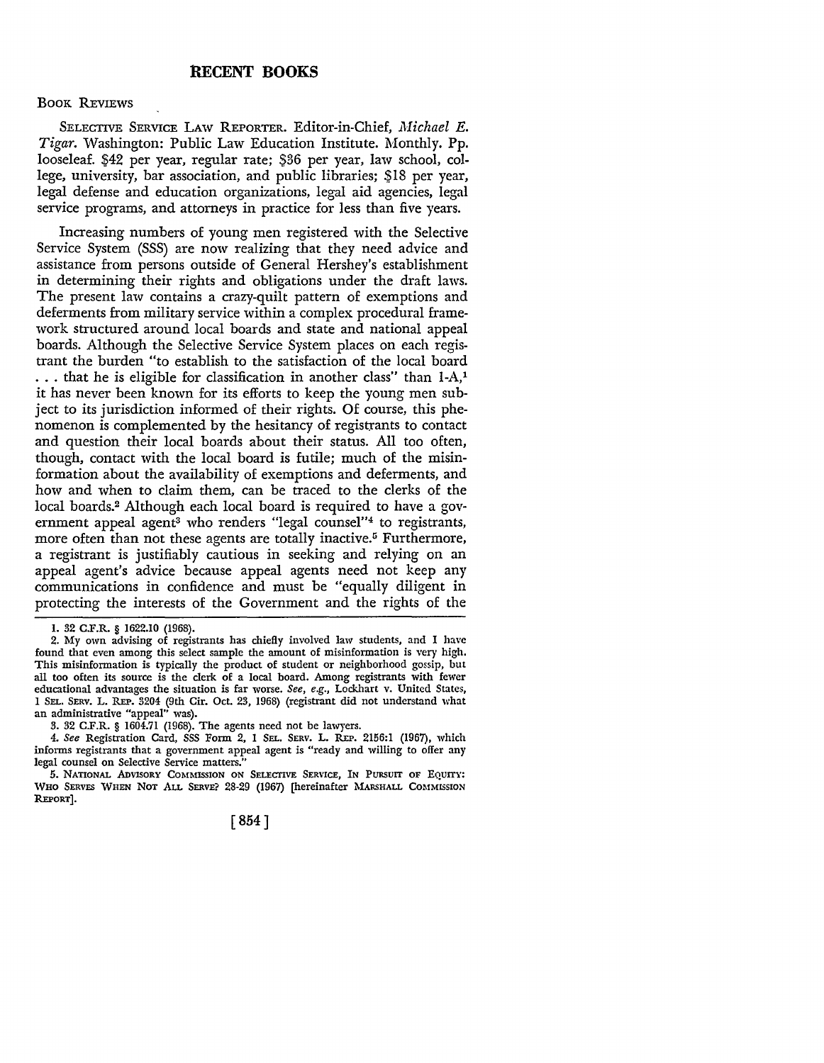# RECENT BOOKS

## Book Reviews

Selective Service Law Reporter. Editor-in-Chief, *Michael E. Tigar*. Washington: Public Law Education Institute. Monthly. Pp. looseleaf. $42 per year, regular rate; $36 per year, law school, college, university, bar association, and public libraries; $18 per year, legal defense and education organizations, legal aid agencies, legal service programs, and attorneys in practice for less than five years.

Increasing numbers of young men registered with the Selective Service System (SSS) are now realizing that they need advice and assistance from persons outside of General Hershey's establishment in determining their rights and obligations under the draft laws. The present law contains a crazy-quilt pattern of exemptions and deferments from military service within a complex procedural framework structured around local boards and state and national appeal boards. Although the Selective Service System places on each registrant the burden "to establish to the satisfaction of the local board . . . that he is eligible for classification in another class" than 1-A,[1] it has never been known for its efforts to keep the young men subject to its jurisdiction informed of their rights. Of course, this phenomenon is complemented by the hesitancy of registrants to contact and question their local boards about their status. All too often, though, contact with the local board is futile; much of the misinformation about the availability of exemptions and deferments, and how and when to claim them, can be traced to the clerks of the local boards.[2] Although each local board is required to have a government appeal agent[3] who renders "legal counsel"[4] to registrants, more often than not these agents are totally inactive.[5] Furthermore, a registrant is justifiably cautious in seeking and relying on an appeal agent's advice because appeal agents need not keep any communications in confidence and must be "equally diligent in protecting the interests of the Government and the rights of the

---

1. 32 C.F.R. § 1622.10 (1968).

2. My own advising of registrants has chiefly involved law students, and I have found that even among this select sample the amount of misinformation is very high. This misinformation is typically the product of student or neighborhood gossip, but all too often its source is the clerk of a local board. Among registrants with fewer educational advantages the situation is far worse. *See, e.g.*, Lockhart v. United States, 1 Sel. Serv. L. Rep. 3204 (9th Cir. Oct. 23, 1968) (registrant did not understand what an administrative "appeal" was).

3. 32 C.F.R. § 1604.71 (1968). The agents need not be lawyers.

4. *See* Registration Card, SSS Form 2, 1 Sel. Serv. L. Rep. 2156:1 (1967), which informs registrants that a government appeal agent is "ready and willing to offer any legal counsel on Selective Service matters."

5. National Advisory Commission on Selective Service, In Pursuit of Equity: Who Serves When Not All Serve? 28-29 (1967) [hereinafter Marshall Commission Report].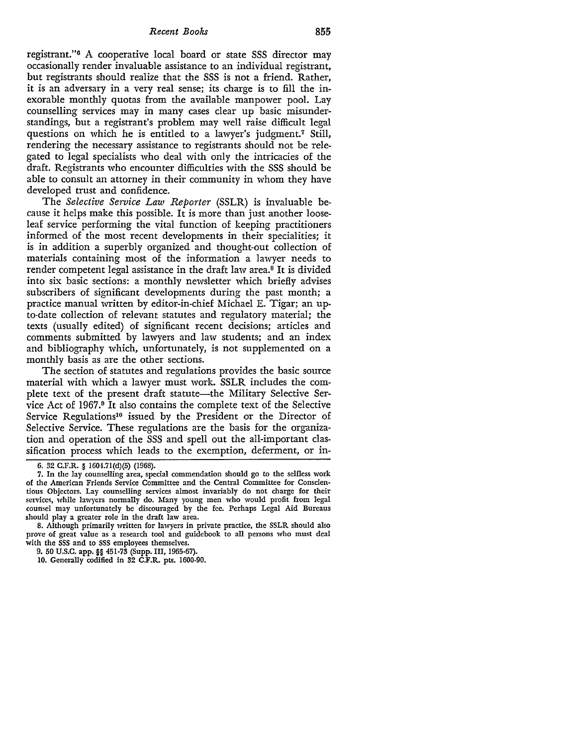registrant."[6] A cooperative local board or state SSS director may occasionally render invaluable assistance to an individual registrant, but registrants should realize that the SSS is not a friend. Rather, it is an adversary in a very real sense; its charge is to fill the inexorable monthly quotas from the available manpower pool. Lay counselling services may in many cases clear up basic misunderstandings, but a registrant's problem may well raise difficult legal questions on which he is entitled to a lawyer's judgment.[7] Still, rendering the necessary assistance to registrants should not be relegated to legal specialists who deal with only the intricacies of the draft. Registrants who encounter difficulties with the SSS should be able to consult an attorney in their community in whom they have developed trust and confidence.

The *Selective Service Law Reporter* (SSLR) is invaluable because it helps make this possible. It is more than just another looseleaf service performing the vital function of keeping practitioners informed of the most recent developments in their specialities; it is in addition a superbly organized and thought-out collection of materials containing most of the information a lawyer needs to render competent legal assistance in the draft law area.[8] It is divided into six basic sections: a monthly newsletter which briefly advises subscribers of significant developments during the past month; a practice manual written by editor-in-chief Michael E. Tigar; an up-to-date collection of relevant statutes and regulatory material; the texts (usually edited) of significant recent decisions; articles and comments submitted by lawyers and law students; and an index and bibliography which, unfortunately, is not supplemented on a monthly basis as are the other sections.

The section of statutes and regulations provides the basic source material with which a lawyer must work. SSLR includes the complete text of the present draft statute—the Military Selective Service Act of 1967.[9] It also contains the complete text of the Selective Service Regulations[10] issued by the President or the Director of Selective Service. These regulations are the basis for the organization and operation of the SSS and spell out the all-important classification process which leads to the exemption, deferment, or in-

---

6. 32 C.F.R. § 1604.71(d)(5) (1968).

7. In the lay counselling area, special commendation should go to the selfless work of the American Friends Service Committee and the Central Committee for Conscientious Objectors. Lay counselling services almost invariably do not charge for their services, while lawyers normally do. Many young men who would profit from legal counsel may unfortunately be discouraged by the fee. Perhaps Legal Aid Bureaus should play a greater role in the draft law area.

8. Although primarily written for lawyers in private practice, the SSLR should also prove of great value as a research tool and guidebook to all persons who must deal with the SSS and to SSS employees themselves.

9. 50 U.S.C. app. §§ 451-73 (Supp. III, 1965-67).

10. Generally codified in 32 C.F.R. pts. 1600-90.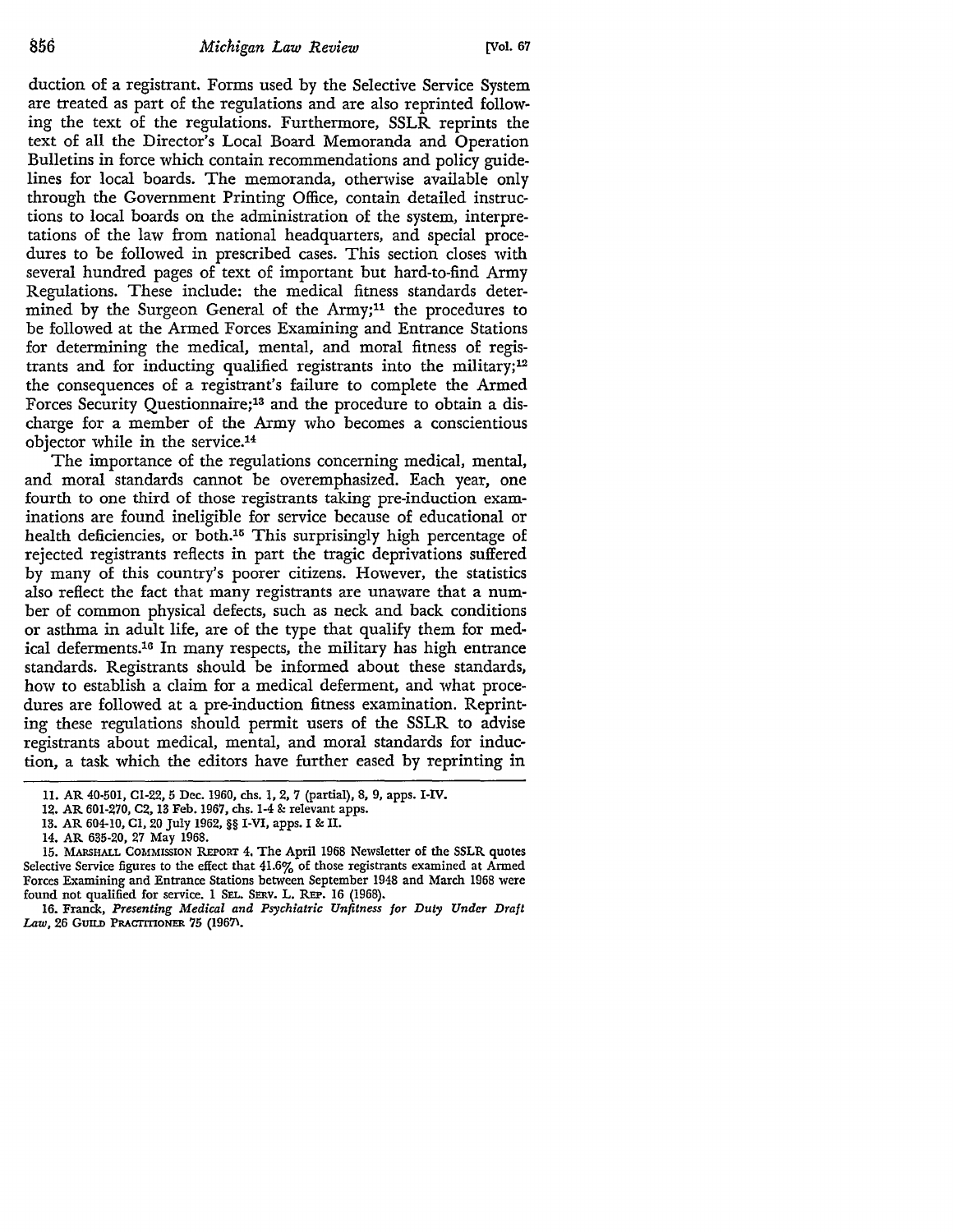duction of a registrant. Forms used by the Selective Service System are treated as part of the regulations and are also reprinted following the text of the regulations. Furthermore, SSLR reprints the text of all the Director's Local Board Memoranda and Operation Bulletins in force which contain recommendations and policy guidelines for local boards. The memoranda, otherwise available only through the Government Printing Office, contain detailed instructions to local boards on the administration of the system, interpretations of the law from national headquarters, and special procedures to be followed in prescribed cases. This section closes with several hundred pages of text of important but hard-to-find Army Regulations. These include: the medical fitness standards determined by the Surgeon General of the Army;[11] the procedures to be followed at the Armed Forces Examining and Entrance Stations for determining the medical, mental, and moral fitness of registrants and for inducting qualified registrants into the military;[12] the consequences of a registrant's failure to complete the Armed Forces Security Questionnaire;[13] and the procedure to obtain a discharge for a member of the Army who becomes a conscientious objector while in the service.[14]

The importance of the regulations concerning medical, mental, and moral standards cannot be overemphasized. Each year, one fourth to one third of those registrants taking pre-induction examinations are found ineligible for service because of educational or health deficiencies, or both.[15] This surprisingly high percentage of rejected registrants reflects in part the tragic deprivations suffered by many of this country's poorer citizens. However, the statistics also reflect the fact that many registrants are unaware that a number of common physical defects, such as neck and back conditions or asthma in adult life, are of the type that qualify them for medical deferments.[16] In many respects, the military has high entrance standards. Registrants should be informed about these standards, how to establish a claim for a medical deferment, and what procedures are followed at a pre-induction fitness examination. Reprinting these regulations should permit users of the SSLR to advise registrants about medical, mental, and moral standards for induction, a task which the editors have further eased by reprinting in

---

11. AR 40-501, C1-22, 5 Dec. 1960, chs. 1, 2, 7 (partial), 8, 9, apps. I-IV.

12. AR 601-270, C2, 13 Feb. 1967, chs. 1-4 & relevant apps.

13. AR 604-10, C1, 20 July 1962, §§ I-VI, apps. I & II.

14. AR 635-20, 27 May 1968.

15. MARSHALL COMMISSION REPORT 4. The April 1968 Newsletter of the SSLR quotes Selective Service figures to the effect that 41.6% of those registrants examined at Armed Forces Examining and Entrance Stations between September 1948 and March 1968 were found not qualified for service. 1 SEL. SERV. L. REP. 16 (1968).

16. Franck, *Presenting Medical and Psychiatric Unfitness for Duty Under Draft Law*, 26 GUILD PRACTITIONER 75 (1967).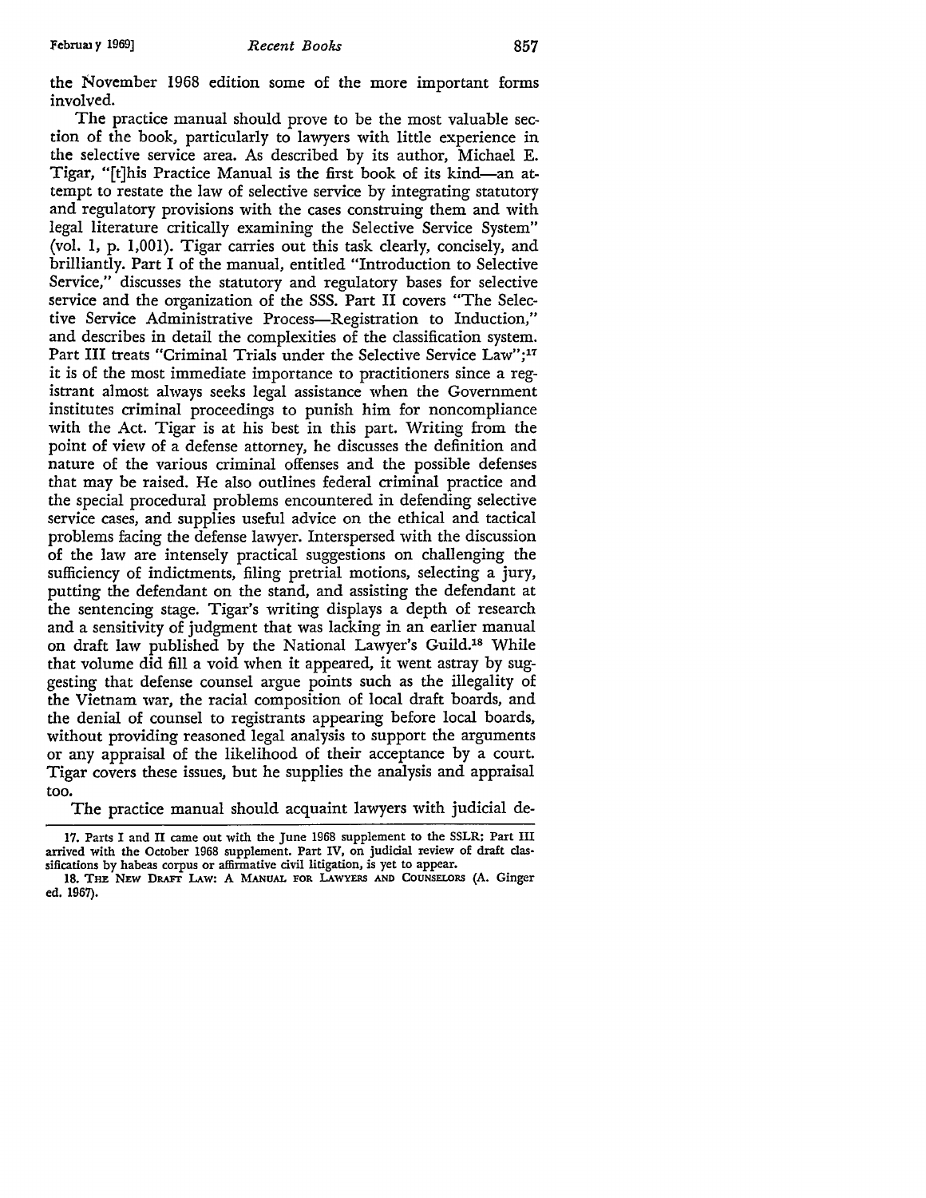the November 1968 edition some of the more important forms involved.

The practice manual should prove to be the most valuable section of the book, particularly to lawyers with little experience in the selective service area. As described by its author, Michael E. Tigar, "[t]his Practice Manual is the first book of its kind—an attempt to restate the law of selective service by integrating statutory and regulatory provisions with the cases construing them and with legal literature critically examining the Selective Service System" (vol. 1, p. 1,001). Tigar carries out this task clearly, concisely, and brilliantly. Part I of the manual, entitled "Introduction to Selective Service," discusses the statutory and regulatory bases for selective service and the organization of the SSS. Part II covers "The Selective Service Administrative Process—Registration to Induction," and describes in detail the complexities of the classification system. Part III treats "Criminal Trials under the Selective Service Law";[17] it is of the most immediate importance to practitioners since a registrant almost always seeks legal assistance when the Government institutes criminal proceedings to punish him for noncompliance with the Act. Tigar is at his best in this part. Writing from the point of view of a defense attorney, he discusses the definition and nature of the various criminal offenses and the possible defenses that may be raised. He also outlines federal criminal practice and the special procedural problems encountered in defending selective service cases, and supplies useful advice on the ethical and tactical problems facing the defense lawyer. Interspersed with the discussion of the law are intensely practical suggestions on challenging the sufficiency of indictments, filing pretrial motions, selecting a jury, putting the defendant on the stand, and assisting the defendant at the sentencing stage. Tigar's writing displays a depth of research and a sensitivity of judgment that was lacking in an earlier manual on draft law published by the National Lawyer's Guild.[18] While that volume did fill a void when it appeared, it went astray by suggesting that defense counsel argue points such as the illegality of the Vietnam war, the racial composition of local draft boards, and the denial of counsel to registrants appearing before local boards, without providing reasoned legal analysis to support the arguments or any appraisal of the likelihood of their acceptance by a court. Tigar covers these issues, but he supplies the analysis and appraisal too.

The practice manual should acquaint lawyers with judicial de-

---

17. Parts I and II came out with the June 1968 supplement to the SSLR; Part III arrived with the October 1968 supplement. Part IV, on judicial review of draft classifications by habeas corpus or affirmative civil litigation, is yet to appear.

18. THE NEW DRAFT LAW: A MANUAL FOR LAWYERS AND COUNSELORS (A. Ginger ed. 1967).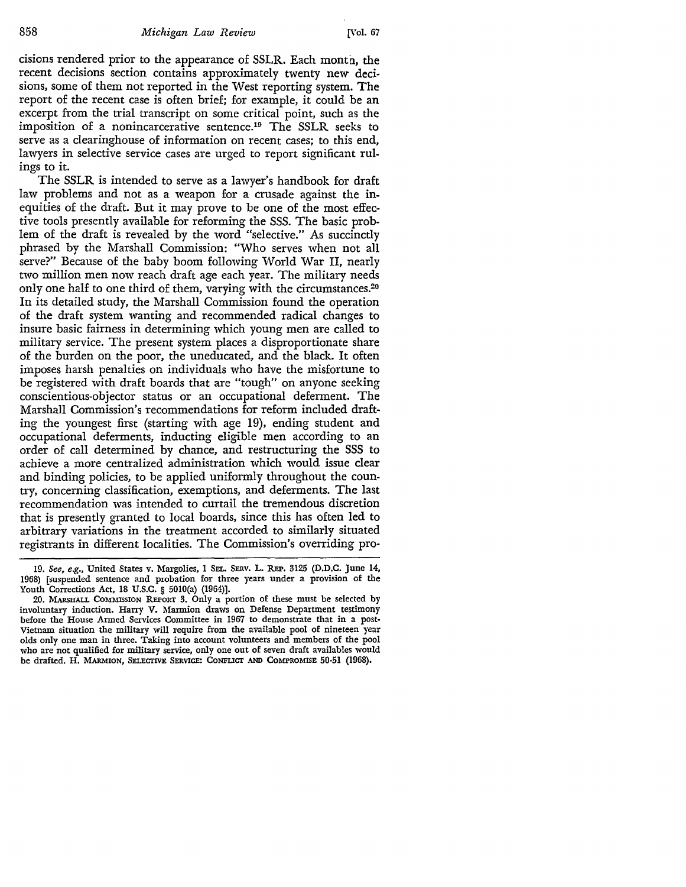cisions rendered prior to the appearance of SSLR. Each month, the recent decisions section contains approximately twenty new decisions, some of them not reported in the West reporting system. The report of the recent case is often brief; for example, it could be an excerpt from the trial transcript on some critical point, such as the imposition of a nonincarcerative sentence.[19] The SSLR seeks to serve as a clearinghouse of information on recent cases; to this end, lawyers in selective service cases are urged to report significant rulings to it.

The SSLR is intended to serve as a lawyer's handbook for draft law problems and not as a weapon for a crusade against the inequities of the draft. But it may prove to be one of the most effective tools presently available for reforming the SSS. The basic problem of the draft is revealed by the word "selective." As succinctly phrased by the Marshall Commission: "Who serves when not all serve?" Because of the baby boom following World War II, nearly two million men now reach draft age each year. The military needs only one half to one third of them, varying with the circumstances.[20] In its detailed study, the Marshall Commission found the operation of the draft system wanting and recommended radical changes to insure basic fairness in determining which young men are called to military service. The present system places a disproportionate share of the burden on the poor, the uneducated, and the black. It often imposes harsh penalties on individuals who have the misfortune to be registered with draft boards that are "tough" on anyone seeking conscientious-objector status or an occupational deferment. The Marshall Commission's recommendations for reform included drafting the youngest first (starting with age 19), ending student and occupational deferments, inducting eligible men according to an order of call determined by chance, and restructuring the SSS to achieve a more centralized administration which would issue clear and binding policies, to be applied uniformly throughout the country, concerning classification, exemptions, and deferments. The last recommendation was intended to curtail the tremendous discretion that is presently granted to local boards, since this has often led to arbitrary variations in the treatment accorded to similarly situated registrants in different localities. The Commission's overriding pro-

---

19. *See, e.g.*, United States v. Margolies, 1 SEL. SERV. L. REP. 3125 (D.D.C. June 14, 1968) [suspended sentence and probation for three years under a provision of the Youth Corrections Act, 18 U.S.C. § 5010(a) (1964)].

20. MARSHALL COMMISSION REPORT 3. Only a portion of these must be selected by involuntary induction. Harry V. Marmion draws on Defense Department testimony before the House Armed Services Committee in 1967 to demonstrate that in a post-Vietnam situation the military will require from the available pool of nineteen year olds only one man in three. Taking into account volunteers and members of the pool who are not qualified for military service, only one out of seven draft availables would be drafted. H. MARMION, SELECTIVE SERVICE: CONFLICT AND COMPROMISE 50-51 (1968).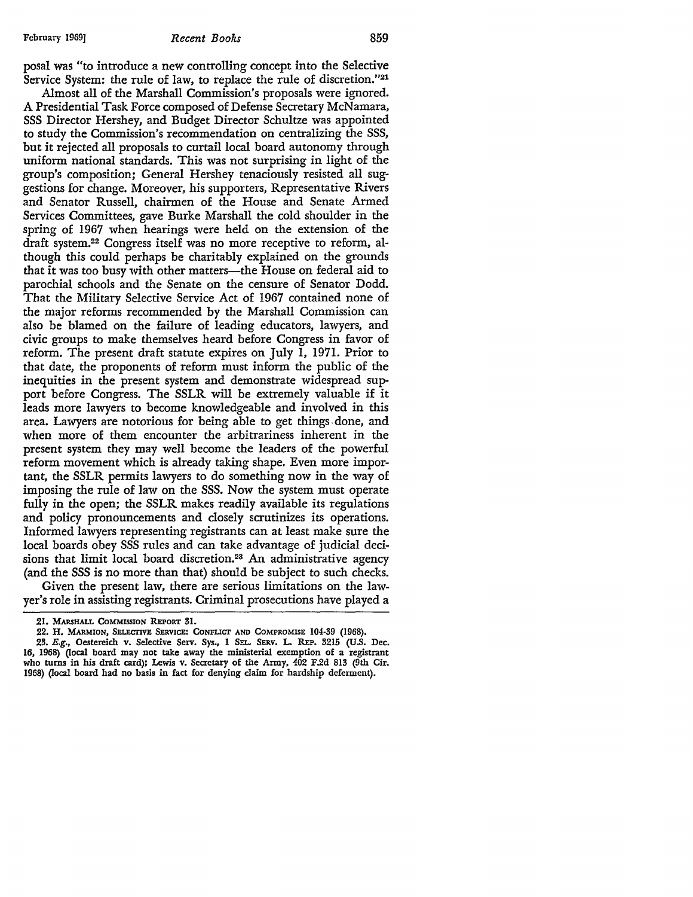posal was "to introduce a new controlling concept into the Selective Service System: the rule of law, to replace the rule of discretion."[21]

Almost all of the Marshall Commission's proposals were ignored. A Presidential Task Force composed of Defense Secretary McNamara, SSS Director Hershey, and Budget Director Schultze was appointed to study the Commission's recommendation on centralizing the SSS, but it rejected all proposals to curtail local board autonomy through uniform national standards. This was not surprising in light of the group's composition; General Hershey tenaciously resisted all suggestions for change. Moreover, his supporters, Representative Rivers and Senator Russell, chairmen of the House and Senate Armed Services Committees, gave Burke Marshall the cold shoulder in the spring of 1967 when hearings were held on the extension of the draft system.[22] Congress itself was no more receptive to reform, although this could perhaps be charitably explained on the grounds that it was too busy with other matters—the House on federal aid to parochial schools and the Senate on the censure of Senator Dodd. That the Military Selective Service Act of 1967 contained none of the major reforms recommended by the Marshall Commission can also be blamed on the failure of leading educators, lawyers, and civic groups to make themselves heard before Congress in favor of reform. The present draft statute expires on July 1, 1971. Prior to that date, the proponents of reform must inform the public of the inequities in the present system and demonstrate widespread support before Congress. The SSLR will be extremely valuable if it leads more lawyers to become knowledgeable and involved in this area. Lawyers are notorious for being able to get things done, and when more of them encounter the arbitrariness inherent in the present system they may well become the leaders of the powerful reform movement which is already taking shape. Even more important, the SSLR permits lawyers to do something now in the way of imposing the rule of law on the SSS. Now the system must operate fully in the open; the SSLR makes readily available its regulations and policy pronouncements and closely scrutinizes its operations. Informed lawyers representing registrants can at least make sure the local boards obey SSS rules and can take advantage of judicial decisions that limit local board discretion.[23] An administrative agency (and the SSS is no more than that) should be subject to such checks.

Given the present law, there are serious limitations on the lawyer's role in assisting registrants. Criminal prosecutions have played a

---

21. MARSHALL COMMISSION REPORT 31.

22. H. MARMION, SELECTIVE SERVICE: CONFLICT AND COMPROMISE 104-39 (1968).

23. *E.g.*, Oestereich v. Selective Serv. Sys., 1 SEL. SERV. L. REP. 3215 (U.S. Dec. 16, 1968) (local board may not take away the ministerial exemption of a registrant who turns in his draft card); Lewis v. Secretary of the Army, 402 F.2d 813 (9th Cir. 1968) (local board had no basis in fact for denying claim for hardship deferment).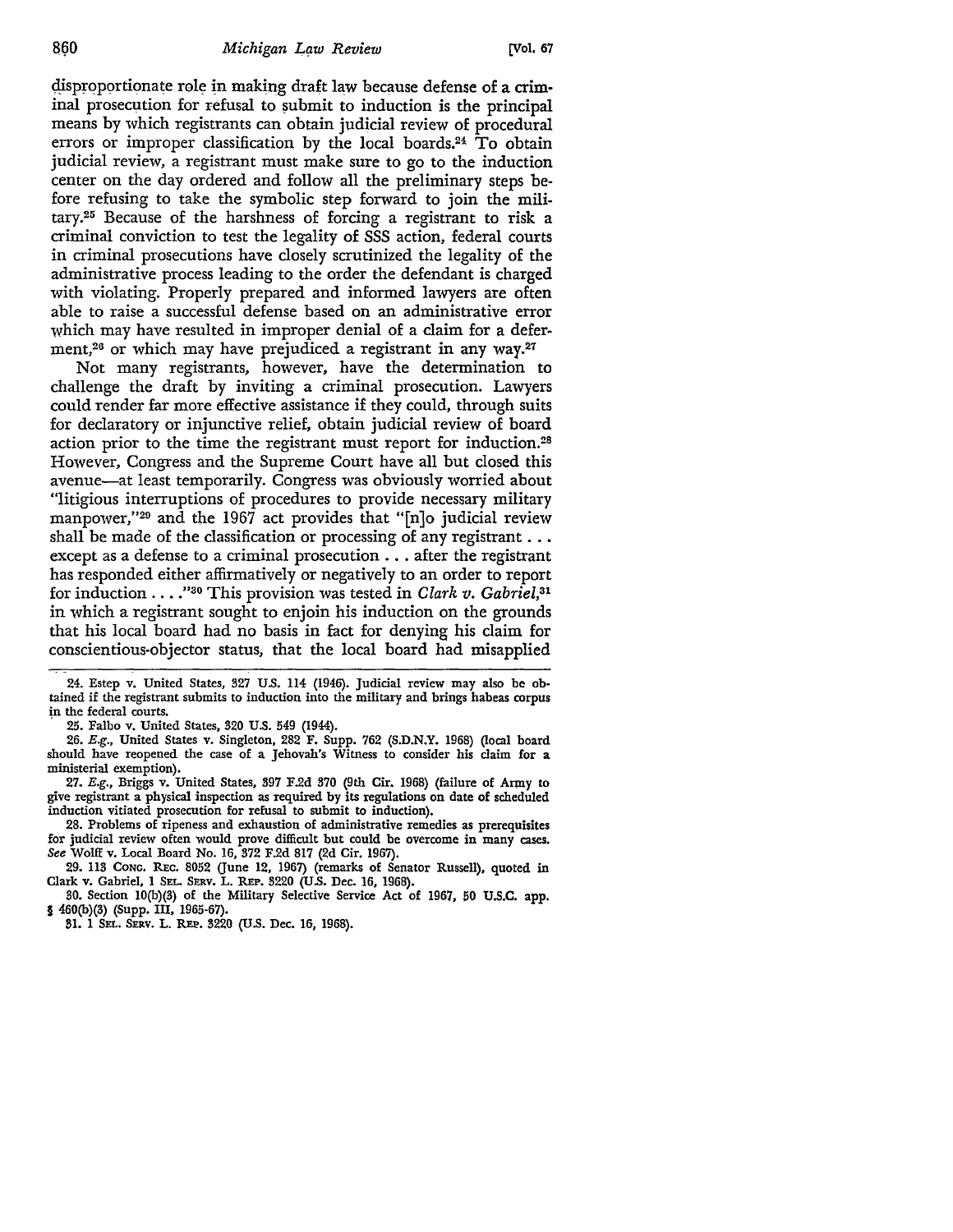disproportionate role in making draft law because defense of a criminal prosecution for refusal to submit to induction is the principal means by which registrants can obtain judicial review of procedural errors or improper classification by the local boards.[24] To obtain judicial review, a registrant must make sure to go to the induction center on the day ordered and follow all the preliminary steps before refusing to take the symbolic step forward to join the military.[25] Because of the harshness of forcing a registrant to risk a criminal conviction to test the legality of SSS action, federal courts in criminal prosecutions have closely scrutinized the legality of the administrative process leading to the order the defendant is charged with violating. Properly prepared and informed lawyers are often able to raise a successful defense based on an administrative error which may have resulted in improper denial of a claim for a deferment,[26] or which may have prejudiced a registrant in any way.[27]

Not many registrants, however, have the determination to challenge the draft by inviting a criminal prosecution. Lawyers could render far more effective assistance if they could, through suits for declaratory or injunctive relief, obtain judicial review of board action prior to the time the registrant must report for induction.[28] However, Congress and the Supreme Court have all but closed this avenue—at least temporarily. Congress was obviously worried about "litigious interruptions of procedures to provide necessary military manpower,"[29] and the 1967 act provides that "[n]o judicial review shall be made of the classification or processing of any registrant . . . except as a defense to a criminal prosecution . . . after the registrant has responded either affirmatively or negatively to an order to report for induction . . . ."[30] This provision was tested in *Clark v. Gabriel*,[31] in which a registrant sought to enjoin his induction on the grounds that his local board had no basis in fact for denying his claim for conscientious-objector status, that the local board had misapplied

---

24. Estep v. United States, 327 U.S. 114 (1946). Judicial review may also be obtained if the registrant submits to induction into the military and brings habeas corpus in the federal courts.

25. Falbo v. United States, 320 U.S. 549 (1944).

26. *E.g.*, United States v. Singleton, 282 F. Supp. 762 (S.D.N.Y. 1968) (local board should have reopened the case of a Jehovah's Witness to consider his claim for a ministerial exemption).

27. *E.g.*, Briggs v. United States, 397 F.2d 370 (9th Cir. 1968) (failure of Army to give registrant a physical inspection as required by its regulations on date of scheduled induction vitiated prosecution for refusal to submit to induction).

28. Problems of ripeness and exhaustion of administrative remedies as prerequisites for judicial review often would prove difficult but could be overcome in many cases. *See* Wolff v. Local Board No. 16, 372 F.2d 817 (2d Cir. 1967).

29. 113 CONG. REC. 8052 (June 12, 1967) (remarks of Senator Russell), quoted in Clark v. Gabriel, 1 SEL. SERV. L. REP. 3220 (U.S. Dec. 16, 1968).

30. Section 10(b)(3) of the Military Selective Service Act of 1967, 50 U.S.C. app. § 460(b)(3) (Supp. III, 1965-67).

31. 1 SEL. SERV. L. REP. 3220 (U.S. Dec. 16, 1968).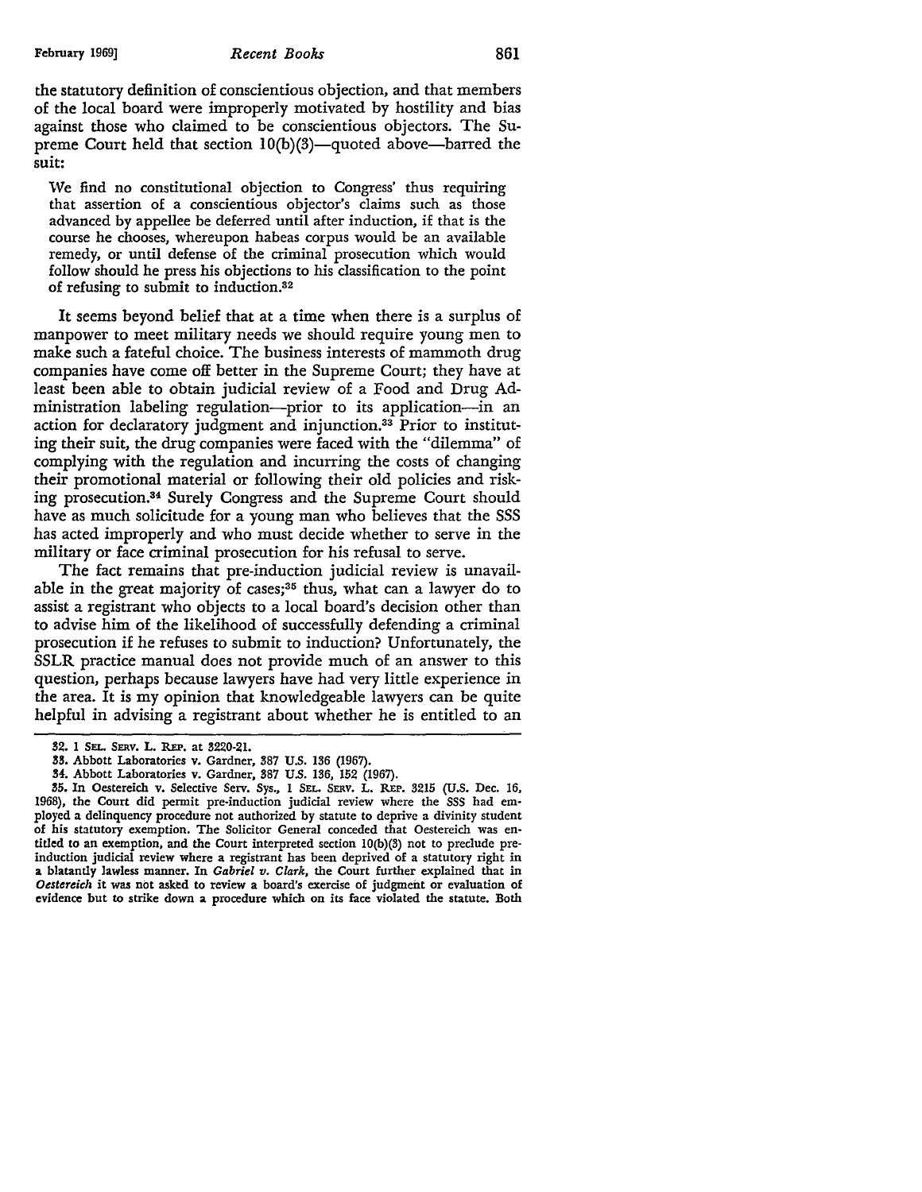the statutory definition of conscientious objection, and that members of the local board were improperly motivated by hostility and bias against those who claimed to be conscientious objectors. The Supreme Court held that section 10(b)(3)—quoted above—barred the suit:

> We find no constitutional objection to Congress' thus requiring that assertion of a conscientious objector's claims such as those advanced by appellee be deferred until after induction, if that is the course he chooses, whereupon habeas corpus would be an available remedy, or until defense of the criminal prosecution which would follow should he press his objections to his classification to the point of refusing to submit to induction.[32]

It seems beyond belief that at a time when there is a surplus of manpower to meet military needs we should require young men to make such a fateful choice. The business interests of mammoth drug companies have come off better in the Supreme Court; they have at least been able to obtain judicial review of a Food and Drug Administration labeling regulation—prior to its application—in an action for declaratory judgment and injunction.[33] Prior to instituting their suit, the drug companies were faced with the "dilemma" of complying with the regulation and incurring the costs of changing their promotional material or following their old policies and risking prosecution.[34] Surely Congress and the Supreme Court should have as much solicitude for a young man who believes that the SSS has acted improperly and who must decide whether to serve in the military or face criminal prosecution for his refusal to serve.

The fact remains that pre-induction judicial review is unavailable in the great majority of cases;[35] thus, what can a lawyer do to assist a registrant who objects to a local board's decision other than to advise him of the likelihood of successfully defending a criminal prosecution if he refuses to submit to induction? Unfortunately, the SSLR practice manual does not provide much of an answer to this question, perhaps because lawyers have had very little experience in the area. It is my opinion that knowledgeable lawyers can be quite helpful in advising a registrant about whether he is entitled to an

---

32. 1 SEL. SERV. L. REP. at 3220-21.

33. Abbott Laboratories v. Gardner, 387 U.S. 136 (1967).

34. Abbott Laboratories v. Gardner, 387 U.S. 136, 152 (1967).

35. In Oestereich v. Selective Serv. Sys., 1 SEL. SERV. L. REP. 3215 (U.S. Dec. 16, 1968), the Court did permit pre-induction judicial review where the SSS had employed a delinquency procedure not authorized by statute to deprive a divinity student of his statutory exemption. The Solicitor General conceded that Oestereich was entitled to an exemption, and the Court interpreted section 10(b)(3) not to preclude pre-induction judicial review where a registrant has been deprived of a statutory right in a blatantly lawless manner. In *Gabriel v. Clark*, the Court further explained that in *Oestereich* it was not asked to review a board's exercise of judgment or evaluation of evidence but to strike down a procedure which on its face violated the statute. Both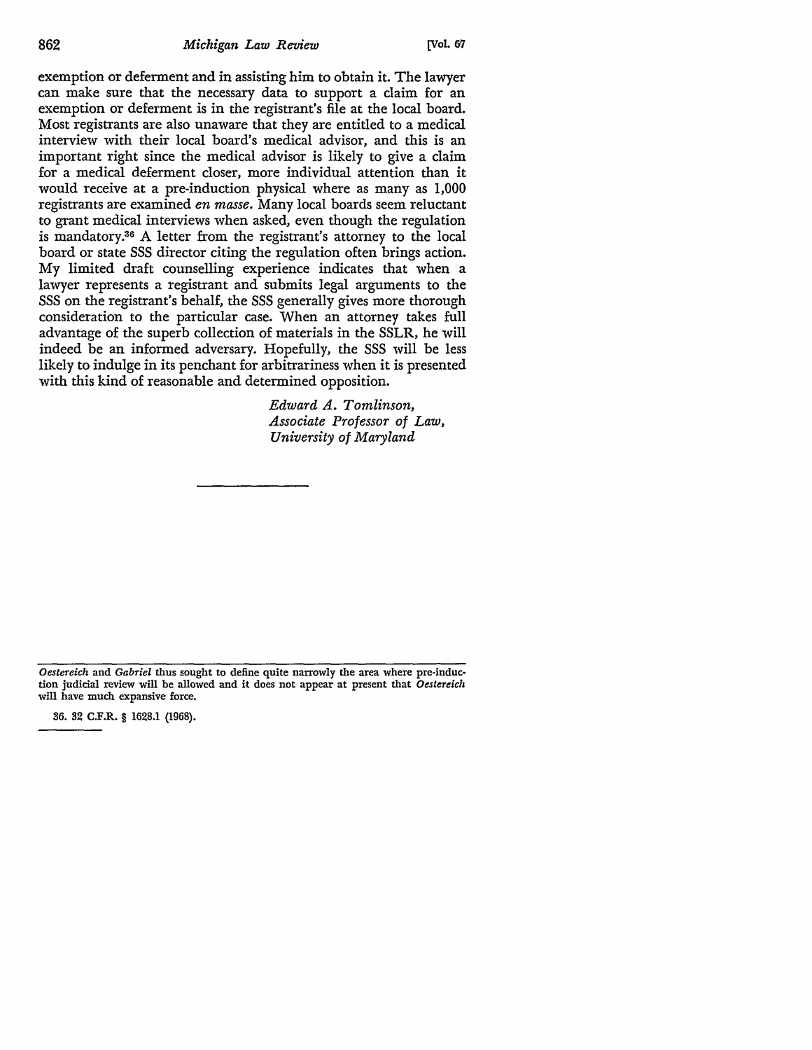exemption or deferment and in assisting him to obtain it. The lawyer can make sure that the necessary data to support a claim for an exemption or deferment is in the registrant's file at the local board. Most registrants are also unaware that they are entitled to a medical interview with their local board's medical advisor, and this is an important right since the medical advisor is likely to give a claim for a medical deferment closer, more individual attention than it would receive at a pre-induction physical where as many as 1,000 registrants are examined *en masse*. Many local boards seem reluctant to grant medical interviews when asked, even though the regulation is mandatory.[36] A letter from the registrant's attorney to the local board or state SSS director citing the regulation often brings action. My limited draft counselling experience indicates that when a lawyer represents a registrant and submits legal arguments to the SSS on the registrant's behalf, the SSS generally gives more thorough consideration to the particular case. When an attorney takes full advantage of the superb collection of materials in the SSLR, he will indeed be an informed adversary. Hopefully, the SSS will be less likely to indulge in its penchant for arbitrariness when it is presented with this kind of reasonable and determined opposition.

*Edward A. Tomlinson,*
*Associate Professor of Law,*
*University of Maryland*

---

*Oestereich* and *Gabriel* thus sought to define quite narrowly the area where pre-induction judicial review will be allowed and it does not appear at present that *Oestereich* will have much expansive force.

36. 32 C.F.R. § 1628.1 (1968).